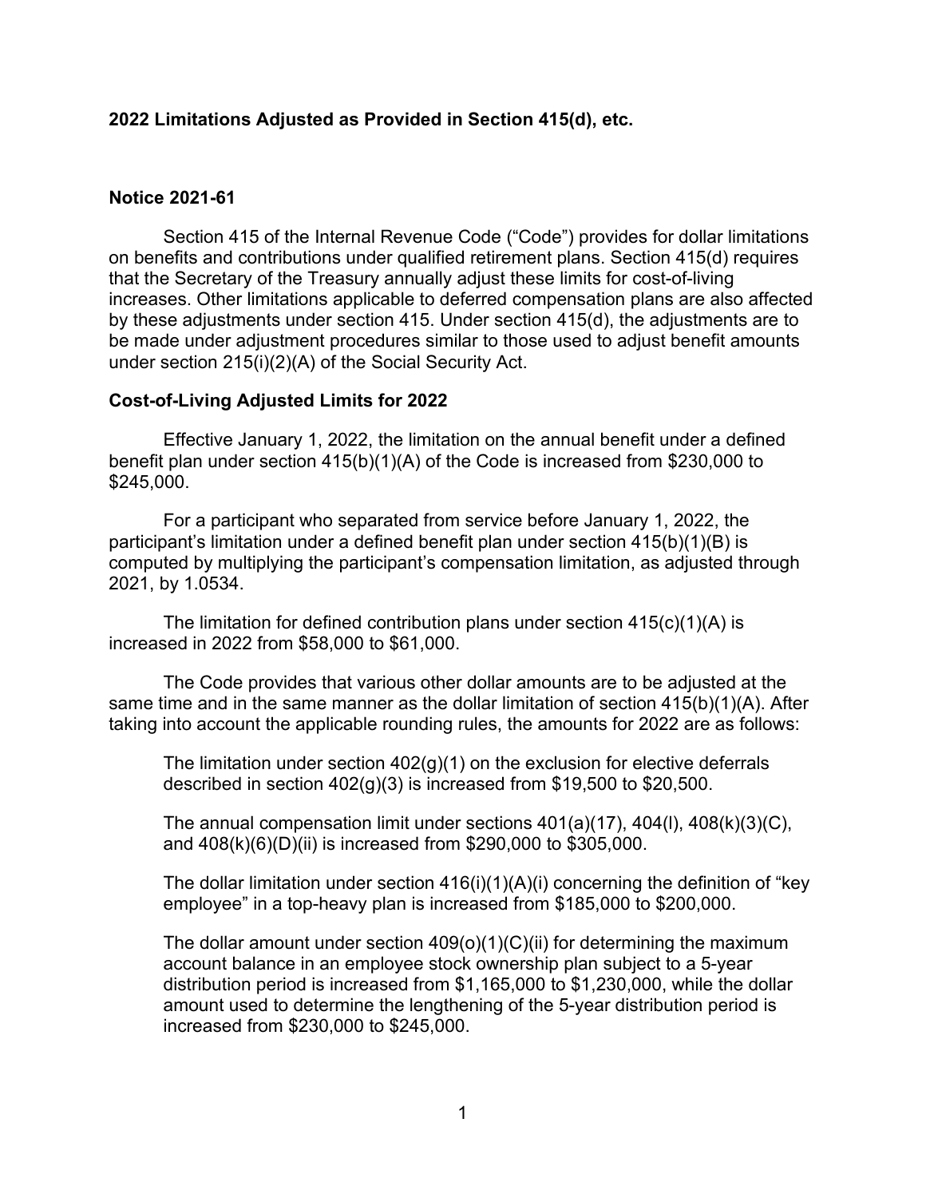**2022 Limitations Adjusted as Provided in Section 415(d), etc.**

**Notice 2021-61**

Section 415 of the Internal Revenue Code ("Code") provides for dollar limitations on benefits and contributions under qualified retirement plans. Section 415(d) requires that the Secretary of the Treasury annually adjust these limits for cost-of-living increases. Other limitations applicable to deferred compensation plans are also affected by these adjustments under section 415. Under section 415(d), the adjustments are to be made under adjustment procedures similar to those used to adjust benefit amounts under section 215(i)(2)(A) of the Social Security Act.

**Cost-of-Living Adjusted Limits for 2022**

Effective January 1, 2022, the limitation on the annual benefit under a defined benefit plan under section 415(b)(1)(A) of the Code is increased from $230,000 to $245,000.

For a participant who separated from service before January 1, 2022, the participant's limitation under a defined benefit plan under section 415(b)(1)(B) is computed by multiplying the participant's compensation limitation, as adjusted through 2021, by 1.0534.

The limitation for defined contribution plans under section 415(c)(1)(A) is increased in 2022 from $58,000 to $61,000.

The Code provides that various other dollar amounts are to be adjusted at the same time and in the same manner as the dollar limitation of section 415(b)(1)(A). After taking into account the applicable rounding rules, the amounts for 2022 are as follows:

> The limitation under section 402(g)(1) on the exclusion for elective deferrals described in section 402(g)(3) is increased from $19,500 to $20,500.
>
> The annual compensation limit under sections 401(a)(17), 404(l), 408(k)(3)(C), and 408(k)(6)(D)(ii) is increased from $290,000 to $305,000.
>
> The dollar limitation under section 416(i)(1)(A)(i) concerning the definition of "key employee" in a top-heavy plan is increased from $185,000 to $200,000.
>
> The dollar amount under section 409(o)(1)(C)(ii) for determining the maximum account balance in an employee stock ownership plan subject to a 5-year distribution period is increased from $1,165,000 to $1,230,000, while the dollar amount used to determine the lengthening of the 5-year distribution period is increased from $230,000 to $245,000.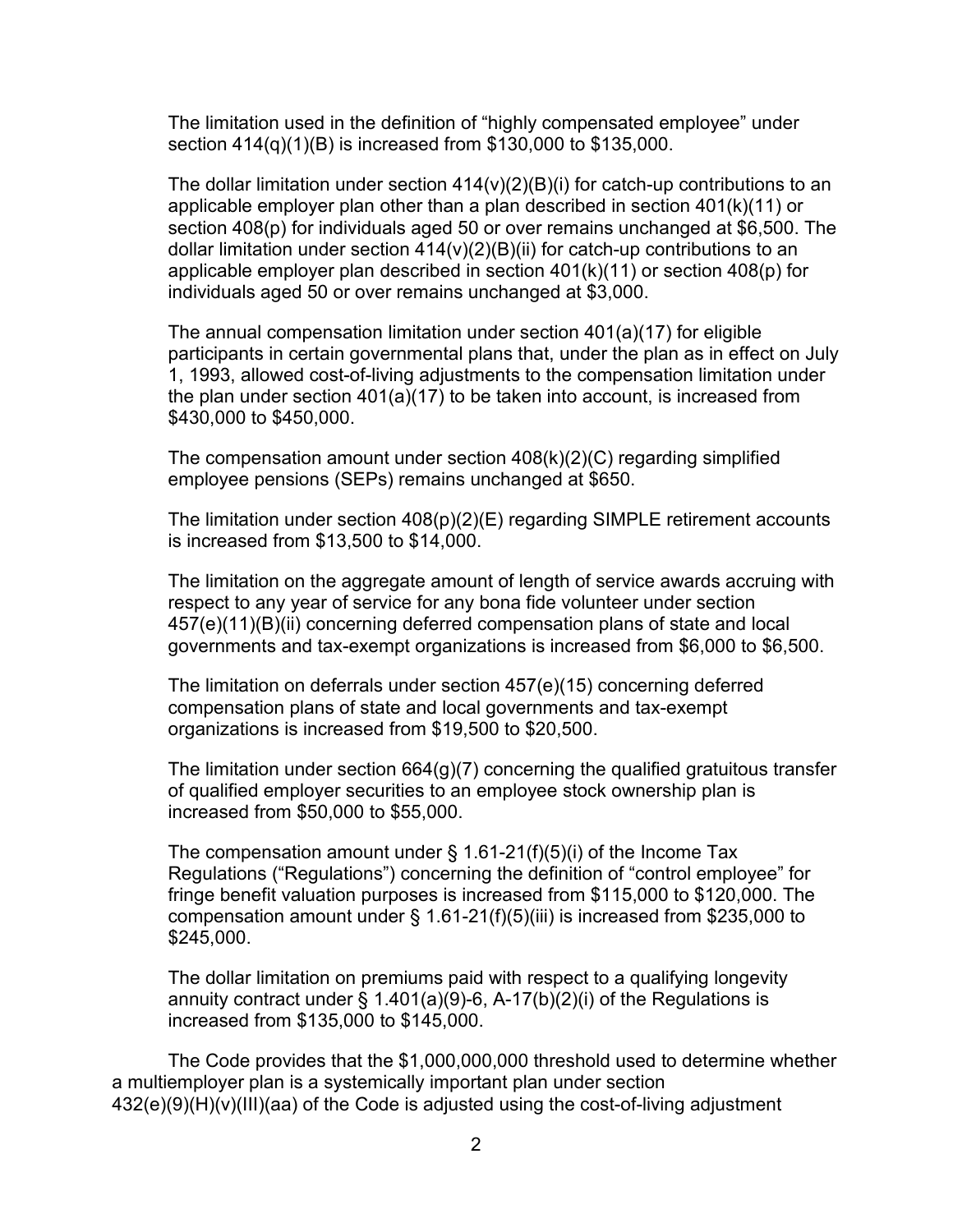The limitation used in the definition of “highly compensated employee” under section 414(q)(1)(B) is increased from $130,000 to $135,000.

The dollar limitation under section 414(v)(2)(B)(i) for catch-up contributions to an applicable employer plan other than a plan described in section 401(k)(11) or section 408(p) for individuals aged 50 or over remains unchanged at $6,500. The dollar limitation under section 414(v)(2)(B)(ii) for catch-up contributions to an applicable employer plan described in section 401(k)(11) or section 408(p) for individuals aged 50 or over remains unchanged at $3,000.

The annual compensation limitation under section 401(a)(17) for eligible participants in certain governmental plans that, under the plan as in effect on July 1, 1993, allowed cost-of-living adjustments to the compensation limitation under the plan under section 401(a)(17) to be taken into account, is increased from $430,000 to $450,000.

The compensation amount under section 408(k)(2)(C) regarding simplified employee pensions (SEPs) remains unchanged at $650.

The limitation under section 408(p)(2)(E) regarding SIMPLE retirement accounts is increased from $13,500 to $14,000.

The limitation on the aggregate amount of length of service awards accruing with respect to any year of service for any bona fide volunteer under section 457(e)(11)(B)(ii) concerning deferred compensation plans of state and local governments and tax-exempt organizations is increased from $6,000 to $6,500.

The limitation on deferrals under section 457(e)(15) concerning deferred compensation plans of state and local governments and tax-exempt organizations is increased from $19,500 to $20,500.

The limitation under section 664(g)(7) concerning the qualified gratuitous transfer of qualified employer securities to an employee stock ownership plan is increased from $50,000 to $55,000.

The compensation amount under § 1.61-21(f)(5)(i) of the Income Tax Regulations (“Regulations”) concerning the definition of “control employee” for fringe benefit valuation purposes is increased from $115,000 to $120,000. The compensation amount under § 1.61-21(f)(5)(iii) is increased from $235,000 to $245,000.

The dollar limitation on premiums paid with respect to a qualifying longevity annuity contract under § 1.401(a)(9)-6, A-17(b)(2)(i) of the Regulations is increased from $135,000 to $145,000.

The Code provides that the $1,000,000,000 threshold used to determine whether a multiemployer plan is a systemically important plan under section 432(e)(9)(H)(v)(III)(aa) of the Code is adjusted using the cost-of-living adjustment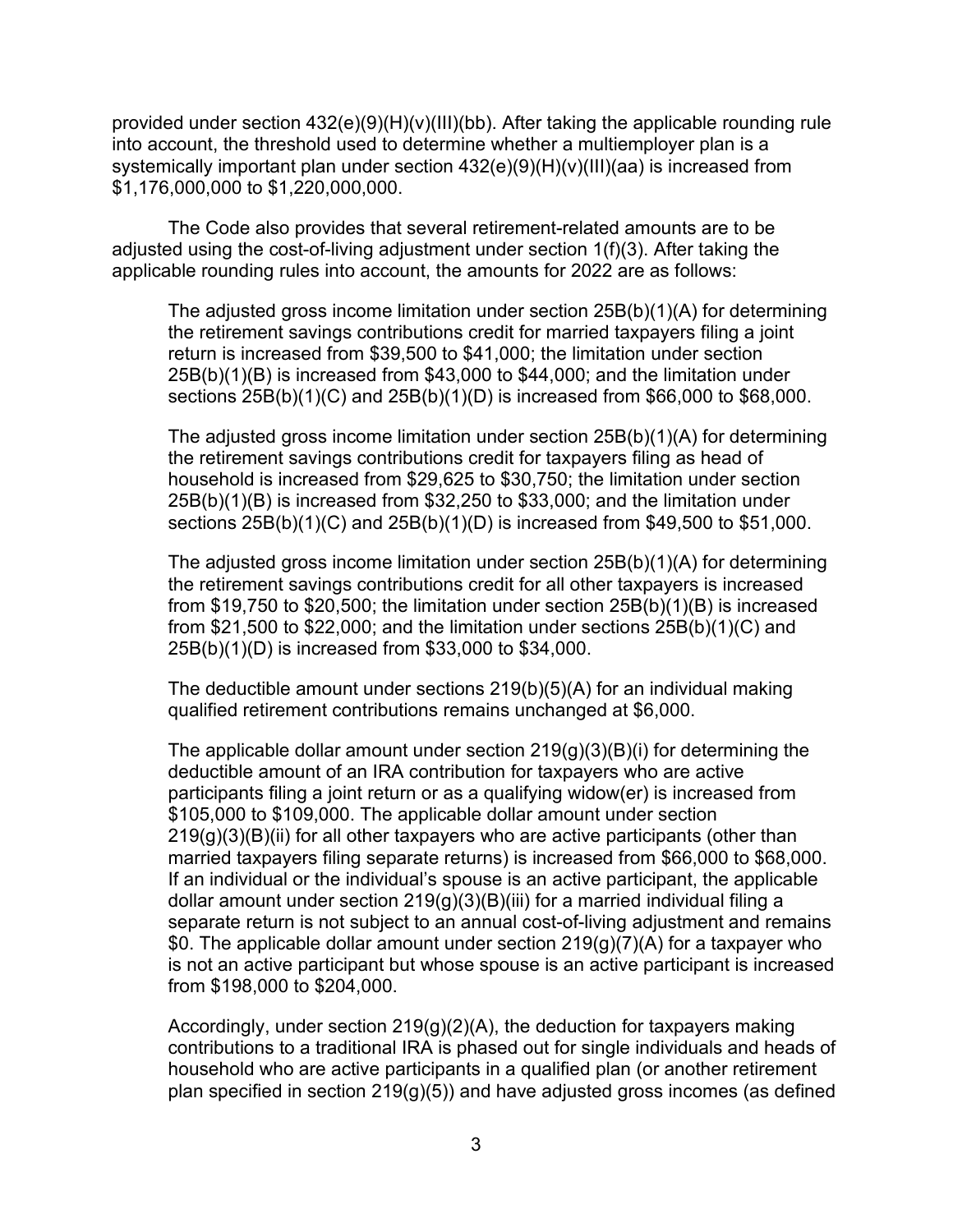provided under section 432(e)(9)(H)(v)(III)(bb). After taking the applicable rounding rule into account, the threshold used to determine whether a multiemployer plan is a systemically important plan under section 432(e)(9)(H)(v)(III)(aa) is increased from $1,176,000,000 to $1,220,000,000.

The Code also provides that several retirement-related amounts are to be adjusted using the cost-of-living adjustment under section 1(f)(3). After taking the applicable rounding rules into account, the amounts for 2022 are as follows:

> The adjusted gross income limitation under section 25B(b)(1)(A) for determining the retirement savings contributions credit for married taxpayers filing a joint return is increased from $39,500 to $41,000; the limitation under section 25B(b)(1)(B) is increased from $43,000 to $44,000; and the limitation under sections 25B(b)(1)(C) and 25B(b)(1)(D) is increased from $66,000 to $68,000.
>
> The adjusted gross income limitation under section 25B(b)(1)(A) for determining the retirement savings contributions credit for taxpayers filing as head of household is increased from $29,625 to $30,750; the limitation under section 25B(b)(1)(B) is increased from $32,250 to $33,000; and the limitation under sections 25B(b)(1)(C) and 25B(b)(1)(D) is increased from $49,500 to $51,000.
>
> The adjusted gross income limitation under section 25B(b)(1)(A) for determining the retirement savings contributions credit for all other taxpayers is increased from $19,750 to $20,500; the limitation under section 25B(b)(1)(B) is increased from $21,500 to $22,000; and the limitation under sections 25B(b)(1)(C) and 25B(b)(1)(D) is increased from $33,000 to $34,000.
>
> The deductible amount under sections 219(b)(5)(A) for an individual making qualified retirement contributions remains unchanged at $6,000.
>
> The applicable dollar amount under section 219(g)(3)(B)(i) for determining the deductible amount of an IRA contribution for taxpayers who are active participants filing a joint return or as a qualifying widow(er) is increased from $105,000 to $109,000. The applicable dollar amount under section 219(g)(3)(B)(ii) for all other taxpayers who are active participants (other than married taxpayers filing separate returns) is increased from $66,000 to $68,000. If an individual or the individual's spouse is an active participant, the applicable dollar amount under section 219(g)(3)(B)(iii) for a married individual filing a separate return is not subject to an annual cost-of-living adjustment and remains $0. The applicable dollar amount under section 219(g)(7)(A) for a taxpayer who is not an active participant but whose spouse is an active participant is increased from $198,000 to $204,000.
>
> Accordingly, under section 219(g)(2)(A), the deduction for taxpayers making contributions to a traditional IRA is phased out for single individuals and heads of household who are active participants in a qualified plan (or another retirement plan specified in section 219(g)(5)) and have adjusted gross incomes (as defined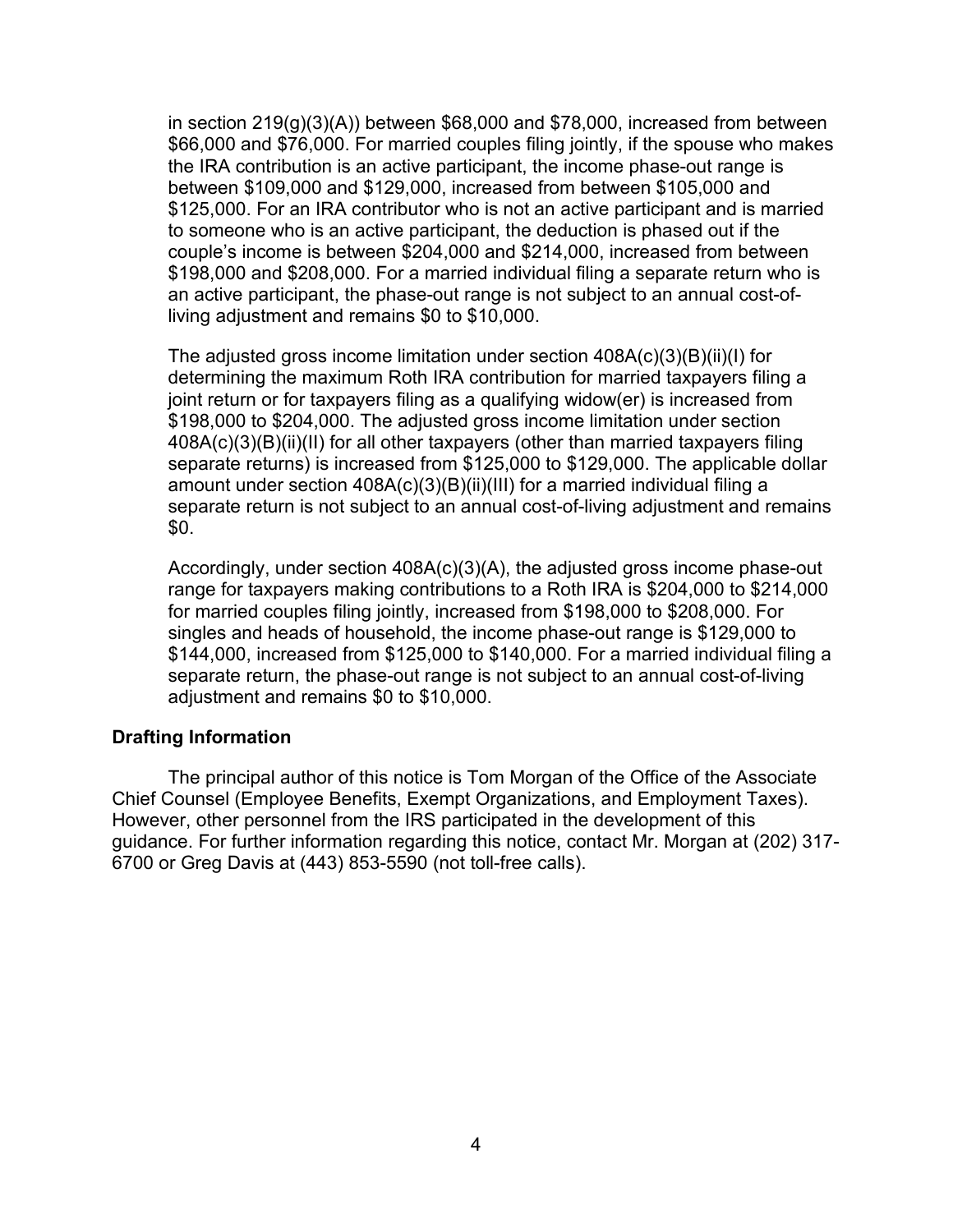in section 219(g)(3)(A)) between $68,000 and $78,000, increased from between $66,000 and $76,000. For married couples filing jointly, if the spouse who makes the IRA contribution is an active participant, the income phase-out range is between $109,000 and $129,000, increased from between $105,000 and $125,000. For an IRA contributor who is not an active participant and is married to someone who is an active participant, the deduction is phased out if the couple's income is between $204,000 and $214,000, increased from between $198,000 and $208,000. For a married individual filing a separate return who is an active participant, the phase-out range is not subject to an annual cost-of-living adjustment and remains $0 to $10,000.

The adjusted gross income limitation under section 408A(c)(3)(B)(ii)(I) for determining the maximum Roth IRA contribution for married taxpayers filing a joint return or for taxpayers filing as a qualifying widow(er) is increased from $198,000 to $204,000. The adjusted gross income limitation under section 408A(c)(3)(B)(ii)(II) for all other taxpayers (other than married taxpayers filing separate returns) is increased from $125,000 to $129,000. The applicable dollar amount under section 408A(c)(3)(B)(ii)(III) for a married individual filing a separate return is not subject to an annual cost-of-living adjustment and remains $0.

Accordingly, under section 408A(c)(3)(A), the adjusted gross income phase-out range for taxpayers making contributions to a Roth IRA is $204,000 to $214,000 for married couples filing jointly, increased from $198,000 to $208,000. For singles and heads of household, the income phase-out range is $129,000 to $144,000, increased from $125,000 to $140,000. For a married individual filing a separate return, the phase-out range is not subject to an annual cost-of-living adjustment and remains $0 to $10,000.

**Drafting Information**

The principal author of this notice is Tom Morgan of the Office of the Associate Chief Counsel (Employee Benefits, Exempt Organizations, and Employment Taxes). However, other personnel from the IRS participated in the development of this guidance. For further information regarding this notice, contact Mr. Morgan at (202) 317-6700 or Greg Davis at (443) 853-5590 (not toll-free calls).